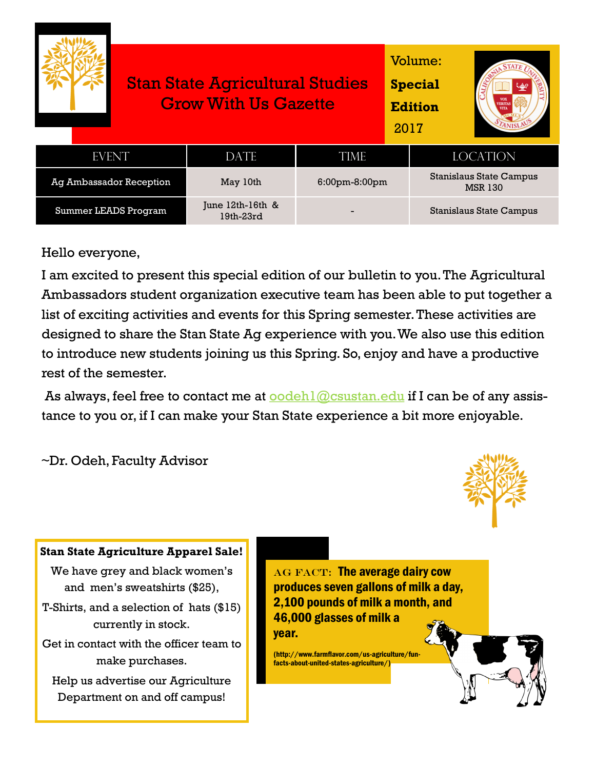# Stan State Agricultural Studies Grow With Us Gazette

Volume: **Special Edition** 2017

| EVENT | DATE | TIME | LOCATION |
|---|---|---|---|
| Ag Ambassador Reception | May 10th | 6:00pm-8:00pm | Stanislaus State Campus MSR 130 |
| Summer LEADS Program | June 12th-16th & 19th-23rd | - | Stanislaus State Campus |

Hello everyone,

I am excited to present this special edition of our bulletin to you. The Agricultural Ambassadors student organization executive team has been able to put together a list of exciting activities and events for this Spring semester. These activities are designed to share the Stan State Ag experience with you. We also use this edition to introduce new students joining us this Spring. So, enjoy and have a productive rest of the semester.

As always, feel free to contact me at oodeh1@csustan.edu if I can be of any assistance to you or, if I can make your Stan State experience a bit more enjoyable.

~Dr. Odeh, Faculty Advisor

**Stan State Agriculture Apparel Sale!**

We have grey and black women's and men's sweatshirts ($25), T-Shirts, and a selection of hats ($15) currently in stock.

Get in contact with the officer team to make purchases.

Help us advertise our Agriculture Department on and off campus!

AG FACT: **The average dairy cow produces seven gallons of milk a day, 2,100 pounds of milk a month, and 46,000 glasses of milk a year.**

(http://www.farmflavor.com/us-agriculture/fun-facts-about-united-states-agriculture/)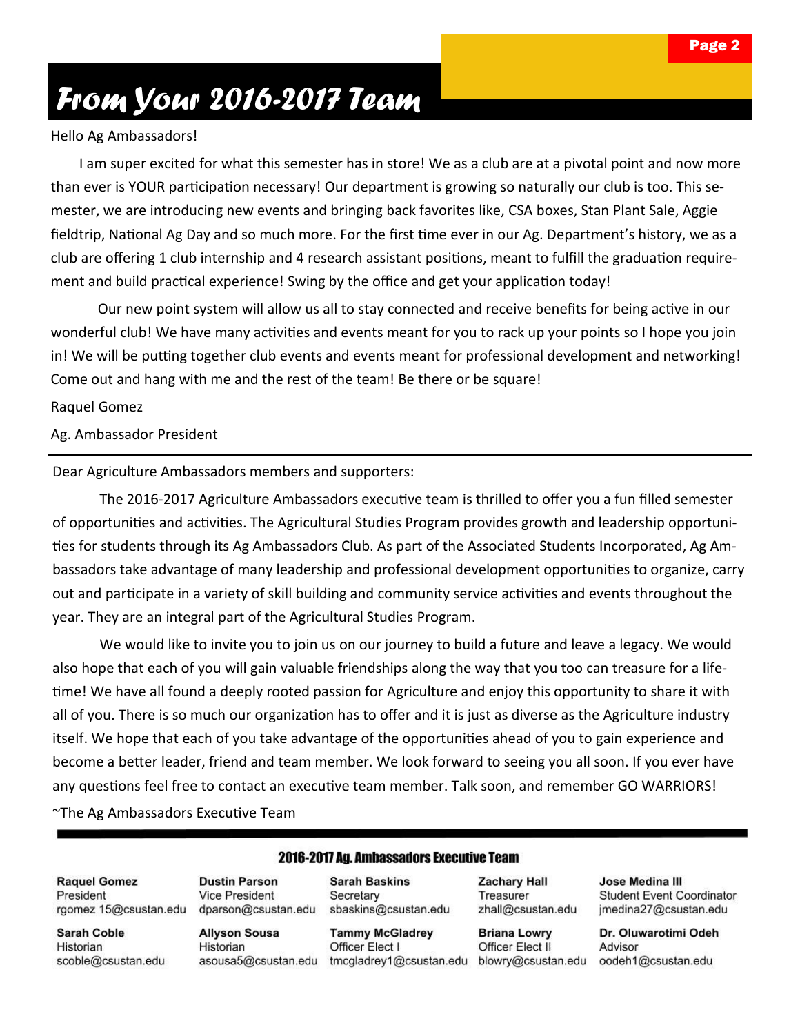// From Your 2016-2017 Team

Hello Ag Ambassadors!

I am super excited for what this semester has in store! We as a club are at a pivotal point and now more than ever is YOUR participation necessary! Our department is growing so naturally our club is too. This semester, we are introducing new events and bringing back favorites like, CSA boxes, Stan Plant Sale, Aggie fieldtrip, National Ag Day and so much more. For the first time ever in our Ag. Department's history, we as a club are offering 1 club internship and 4 research assistant positions, meant to fulfill the graduation requirement and build practical experience! Swing by the office and get your application today!

Our new point system will allow us all to stay connected and receive benefits for being active in our wonderful club! We have many activities and events meant for you to rack up your points so I hope you join in! We will be putting together club events and events meant for professional development and networking! Come out and hang with me and the rest of the team! Be there or be square!

Raquel Gomez

Ag. Ambassador President

---

Dear Agriculture Ambassadors members and supporters:

The 2016-2017 Agriculture Ambassadors executive team is thrilled to offer you a fun filled semester of opportunities and activities. The Agricultural Studies Program provides growth and leadership opportunities for students through its Ag Ambassadors Club. As part of the Associated Students Incorporated, Ag Ambassadors take advantage of many leadership and professional development opportunities to organize, carry out and participate in a variety of skill building and community service activities and events throughout the year. They are an integral part of the Agricultural Studies Program.

We would like to invite you to join us on our journey to build a future and leave a legacy. We would also hope that each of you will gain valuable friendships along the way that you too can treasure for a lifetime! We have all found a deeply rooted passion for Agriculture and enjoy this opportunity to share it with all of you. There is so much our organization has to offer and it is just as diverse as the Agriculture industry itself. We hope that each of you take advantage of the opportunities ahead of you to gain experience and become a better leader, friend and team member. We look forward to seeing you all soon. If you ever have any questions feel free to contact an executive team member. Talk soon, and remember GO WARRIORS!

~The Ag Ambassadors Executive Team

## 2016-2017 Ag. Ambassadors Executive Team

**Raquel Gomez**
President
rgomez 15@csustan.edu

**Dustin Parson**
Vice President
dparson@csustan.edu

**Sarah Baskins**
Secretary
sbaskins@csustan.edu

**Zachary Hall**
Treasurer
zhall@csustan.edu

**Jose Medina III**
Student Event Coordinator
jmedina27@csustan.edu

**Sarah Coble**
Historian
scoble@csustan.edu

**Allyson Sousa**
Historian
asousa5@csustan.edu

**Tammy McGladrey**
Officer Elect I
tmcgladrey1@csustan.edu

**Briana Lowry**
Officer Elect II
blowry@csustan.edu

**Dr. Oluwarotimi Odeh**
Advisor
oodeh1@csustan.edu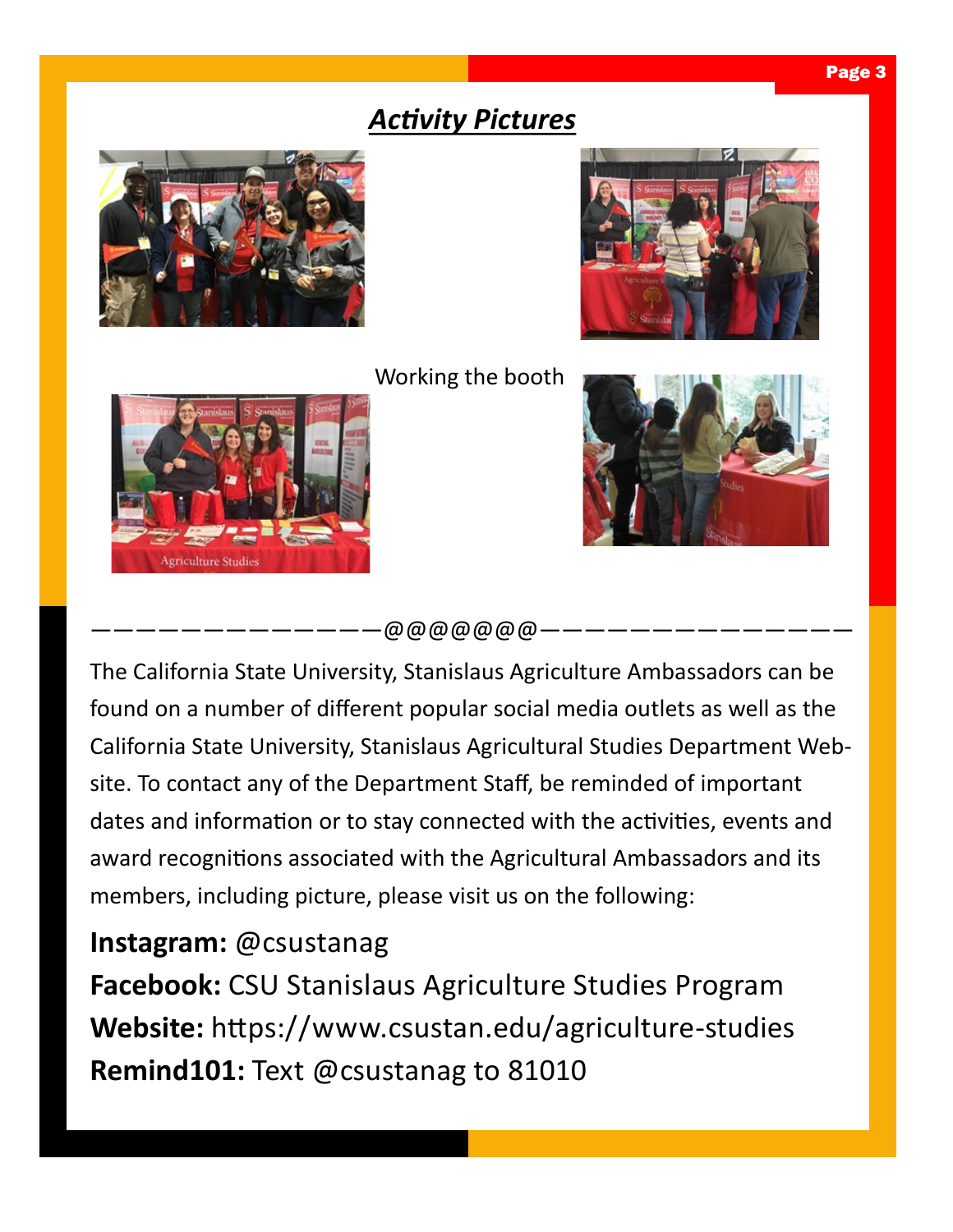## ***Activity Pictures***

Working the booth

———————————————@@@@@@@———————————————

The California State University, Stanislaus Agriculture Ambassadors can be found on a number of different popular social media outlets as well as the California State University, Stanislaus Agricultural Studies Department Website. To contact any of the Department Staff, be reminded of important dates and information or to stay connected with the activities, events and award recognitions associated with the Agricultural Ambassadors and its members, including picture, please visit us on the following:

**Instagram:** @csustanag

**Facebook:** CSU Stanislaus Agriculture Studies Program

**Website:** https://www.csustan.edu/agriculture-studies

**Remind101:** Text @csustanag to 81010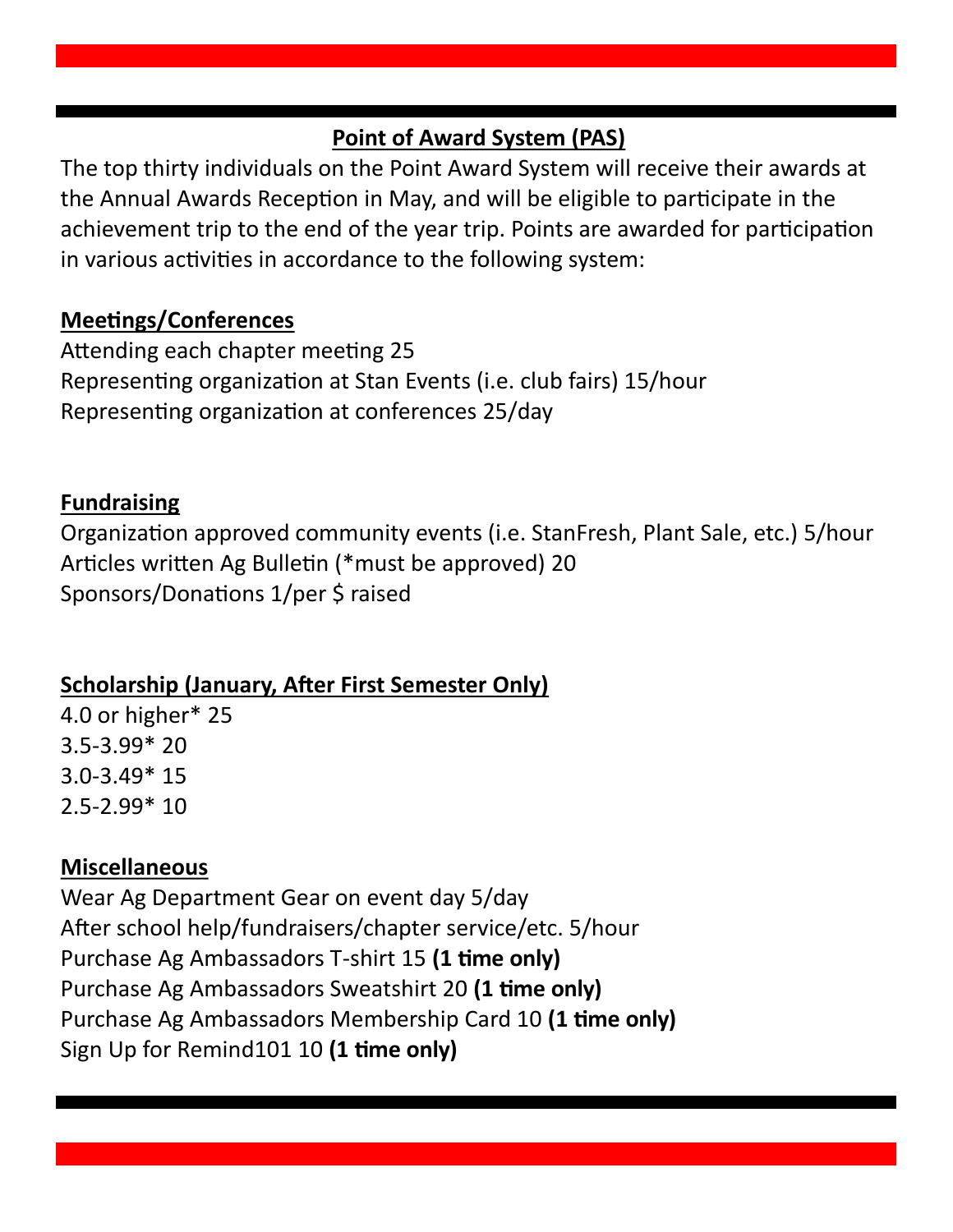## Point of Award System (PAS)

The top thirty individuals on the Point Award System will receive their awards at the Annual Awards Reception in May, and will be eligible to participate in the achievement trip to the end of the year trip. Points are awarded for participation in various activities in accordance to the following system:

### Meetings/Conferences

Attending each chapter meeting 25
Representing organization at Stan Events (i.e. club fairs) 15/hour
Representing organization at conferences 25/day

### Fundraising

Organization approved community events (i.e. StanFresh, Plant Sale, etc.) 5/hour
Articles written Ag Bulletin (*must be approved) 20
Sponsors/Donations 1/per $ raised

### Scholarship (January, After First Semester Only)

4.0 or higher* 25
3.5-3.99* 20
3.0-3.49* 15
2.5-2.99* 10

### Miscellaneous

Wear Ag Department Gear on event day 5/day
After school help/fundraisers/chapter service/etc. 5/hour
Purchase Ag Ambassadors T-shirt 15 **(1 time only)**
Purchase Ag Ambassadors Sweatshirt 20 **(1 time only)**
Purchase Ag Ambassadors Membership Card 10 **(1 time only)**
Sign Up for Remind101 10 **(1 time only)**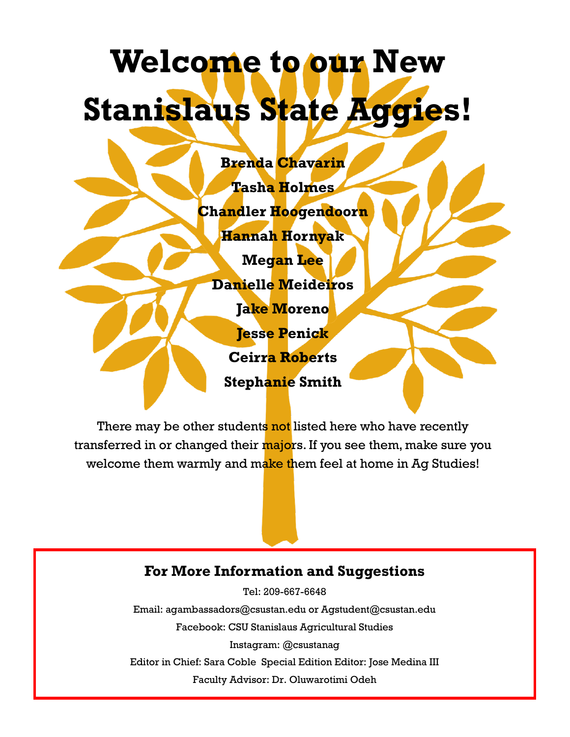# Welcome to our New Stanislaus State Aggies!

**Brenda Chavarin**

**Tasha Holmes**

**Chandler Hoogendoorn**

**Hannah Hornyak**

**Megan Lee**

**Danielle Meideiros**

**Jake Moreno**

**Jesse Penick**

**Ceirra Roberts**

**Stephanie Smith**

There may be other students not listed here who have recently transferred in or changed their majors. If you see them, make sure you welcome them warmly and make them feel at home in Ag Studies!

## For More Information and Suggestions

Tel: 209-667-6648

Email: agambassadors@csustan.edu or Agstudent@csustan.edu

Facebook: CSU Stanislaus Agricultural Studies

Instagram: @csustanag

Editor in Chief: Sara Coble Special Edition Editor: Jose Medina III

Faculty Advisor: Dr. Oluwarotimi Odeh